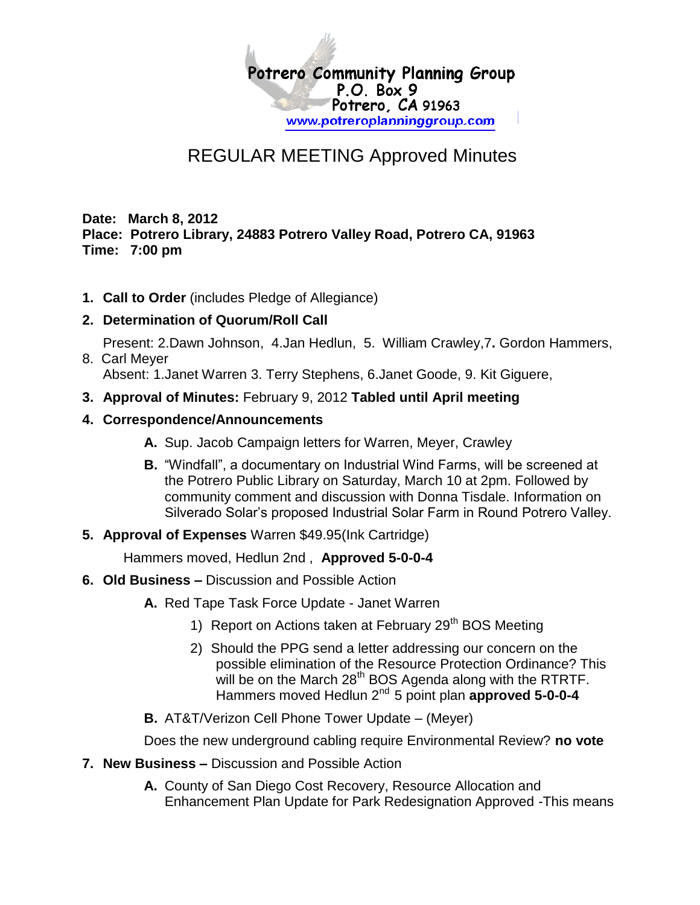Potrero Community Planning Group
P.O. Box 9
Potrero, CA 91963
www.potreroplanninggroup.com

# REGULAR MEETING Approved Minutes

**Date: March 8, 2012**
**Place: Potrero Library, 24883 Potrero Valley Road, Potrero CA, 91963**
**Time: 7:00 pm**

1. **Call to Order** (includes Pledge of Allegiance)
2. **Determination of Quorum/Roll Call**

   Present: 2.Dawn Johnson, 4.Jan Hedlun, 5. William Crawley,7**.** Gordon Hammers, 8. Carl Meyer
   Absent: 1.Janet Warren 3. Terry Stephens, 6.Janet Goode, 9. Kit Giguere,
3. **Approval of Minutes:** February 9, 2012 **Tabled until April meeting**
4. **Correspondence/Announcements**
   - **A.** Sup. Jacob Campaign letters for Warren, Meyer, Crawley
   - **B.** "Windfall", a documentary on Industrial Wind Farms, will be screened at the Potrero Public Library on Saturday, March 10 at 2pm. Followed by community comment and discussion with Donna Tisdale. Information on Silverado Solar's proposed Industrial Solar Farm in Round Potrero Valley.
5. **Approval of Expenses** Warren $49.95(Ink Cartridge)

   Hammers moved, Hedlun 2nd , **Approved 5-0-0-4**
6. **Old Business –** Discussion and Possible Action
   - **A.** Red Tape Task Force Update - Janet Warren
     1) Report on Actions taken at February 29th BOS Meeting
     2) Should the PPG send a letter addressing our concern on the possible elimination of the Resource Protection Ordinance? This will be on the March 28th BOS Agenda along with the RTRTF. Hammers moved Hedlun 2nd 5 point plan **approved 5-0-0-4**
   - **B.** AT&T/Verizon Cell Phone Tower Update – (Meyer)

   Does the new underground cabling require Environmental Review? **no vote**
7. **New Business –** Discussion and Possible Action
   - **A.** County of San Diego Cost Recovery, Resource Allocation and Enhancement Plan Update for Park Redesignation Approved -This means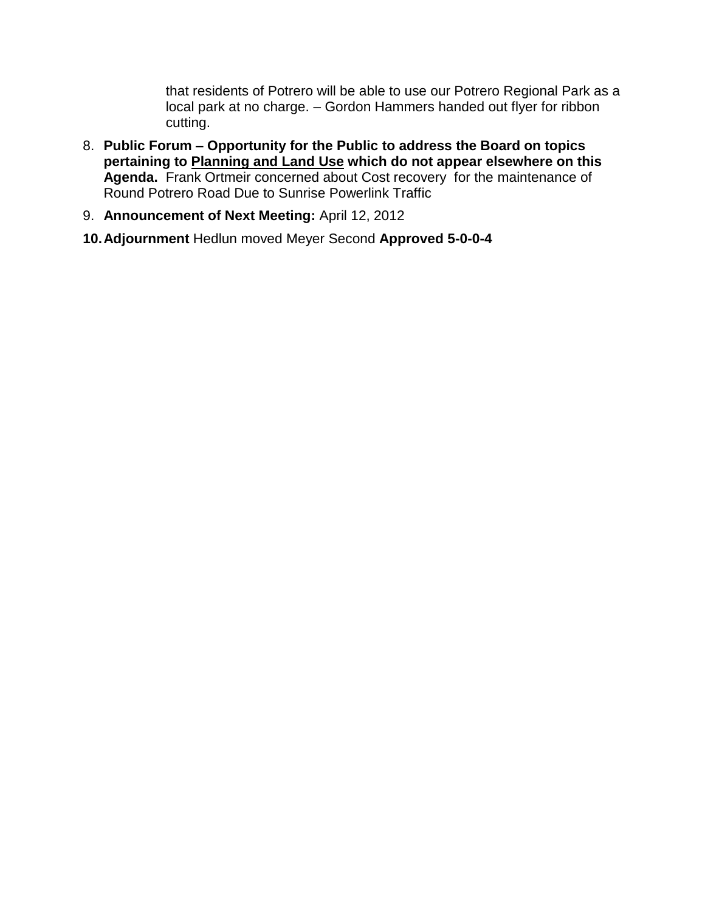that residents of Potrero will be able to use our Potrero Regional Park as a local park at no charge. – Gordon Hammers handed out flyer for ribbon cutting.

8. **Public Forum – Opportunity for the Public to address the Board on topics pertaining to <u>Planning and Land Use</u> which do not appear elsewhere on this Agenda.** Frank Ortmeir concerned about Cost recovery for the maintenance of Round Potrero Road Due to Sunrise Powerlink Traffic
9. **Announcement of Next Meeting:** April 12, 2012
10. **Adjournment** Hedlun moved Meyer Second **Approved 5-0-0-4**